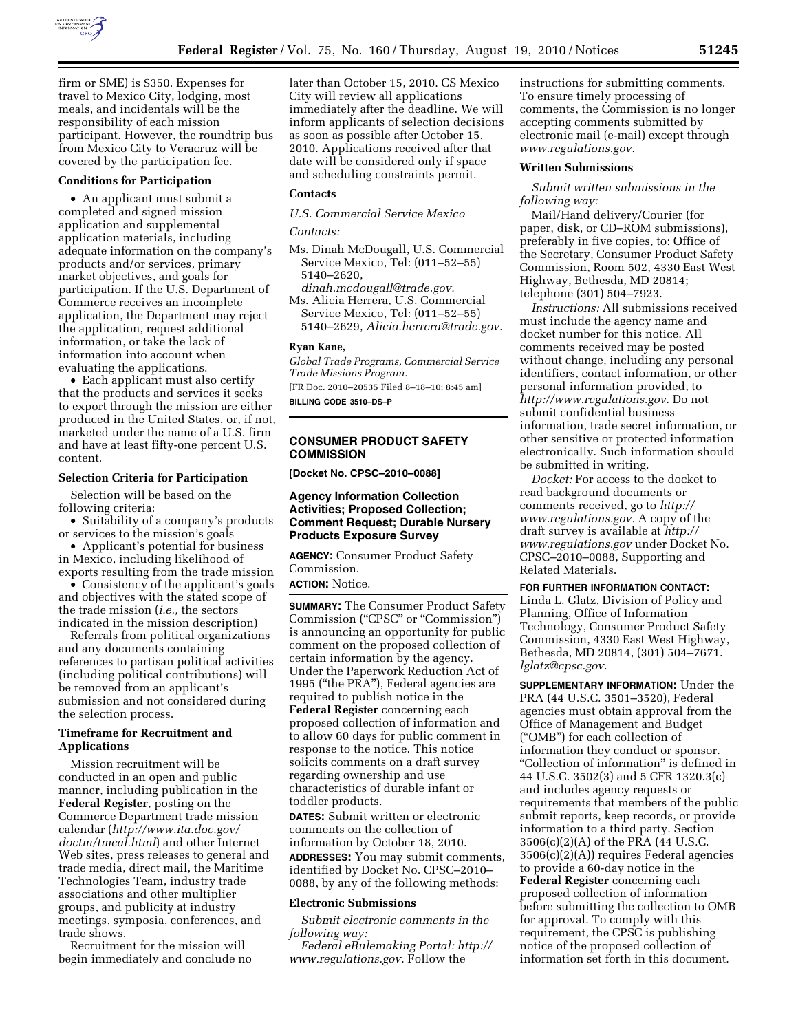firm or SME) is $350. Expenses for travel to Mexico City, lodging, most meals, and incidentals will be the responsibility of each mission participant. However, the roundtrip bus from Mexico City to Veracruz will be covered by the participation fee.

**Conditions for Participation**

- An applicant must submit a completed and signed mission application and supplemental application materials, including adequate information on the company's products and/or services, primary market objectives, and goals for participation. If the U.S. Department of Commerce receives an incomplete application, the Department may reject the application, request additional information, or take the lack of information into account when evaluating the applications.
- Each applicant must also certify that the products and services it seeks to export through the mission are either produced in the United States, or, if not, marketed under the name of a U.S. firm and have at least fifty-one percent U.S. content.

**Selection Criteria for Participation**

Selection will be based on the following criteria:

- Suitability of a company's products or services to the mission's goals
- Applicant's potential for business in Mexico, including likelihood of exports resulting from the trade mission
- Consistency of the applicant's goals and objectives with the stated scope of the trade mission (*i.e.,* the sectors indicated in the mission description)

Referrals from political organizations and any documents containing references to partisan political activities (including political contributions) will be removed from an applicant's submission and not considered during the selection process.

**Timeframe for Recruitment and Applications**

Mission recruitment will be conducted in an open and public manner, including publication in the **Federal Register**, posting on the Commerce Department trade mission calendar (*http://www.ita.doc.gov/doctm/tmcal.html*) and other Internet Web sites, press releases to general and trade media, direct mail, the Maritime Technologies Team, industry trade associations and other multiplier groups, and publicity at industry meetings, symposia, conferences, and trade shows.

Recruitment for the mission will begin immediately and conclude no later than October 15, 2010. CS Mexico City will review all applications immediately after the deadline. We will inform applicants of selection decisions as soon as possible after October 15, 2010. Applications received after that date will be considered only if space and scheduling constraints permit.

**Contacts**

*U.S. Commercial Service Mexico*

*Contacts:*

Ms. Dinah McDougall, U.S. Commercial Service Mexico, Tel: (011–52–55) 5140–2620, *dinah.mcdougall@trade.gov.*

Ms. Alicia Herrera, U.S. Commercial Service Mexico, Tel: (011–52–55) 5140–2629, *Alicia.herrera@trade.gov.*

**Ryan Kane,**

*Global Trade Programs, Commercial Service Trade Missions Program.*

[FR Doc. 2010–20535 Filed 8–18–10; 8:45 am]

**BILLING CODE 3510–DS–P**

## CONSUMER PRODUCT SAFETY COMMISSION

**[Docket No. CPSC–2010–0088]**

### Agency Information Collection Activities; Proposed Collection; Comment Request; Durable Nursery Products Exposure Survey

**AGENCY:** Consumer Product Safety Commission.

**ACTION:** Notice.

**SUMMARY:** The Consumer Product Safety Commission ("CPSC" or "Commission") is announcing an opportunity for public comment on the proposed collection of certain information by the agency. Under the Paperwork Reduction Act of 1995 ("the PRA"), Federal agencies are required to publish notice in the **Federal Register** concerning each proposed collection of information and to allow 60 days for public comment in response to the notice. This notice solicits comments on a draft survey regarding ownership and use characteristics of durable infant or toddler products.

**DATES:** Submit written or electronic comments on the collection of information by October 18, 2010.

**ADDRESSES:** You may submit comments, identified by Docket No. CPSC–2010–0088, by any of the following methods:

**Electronic Submissions**

*Submit electronic comments in the following way:*

*Federal eRulemaking Portal: http://www.regulations.gov.* Follow the instructions for submitting comments. To ensure timely processing of comments, the Commission is no longer accepting comments submitted by electronic mail (e-mail) except through *www.regulations.gov.*

**Written Submissions**

*Submit written submissions in the following way:*

Mail/Hand delivery/Courier (for paper, disk, or CD–ROM submissions), preferably in five copies, to: Office of the Secretary, Consumer Product Safety Commission, Room 502, 4330 East West Highway, Bethesda, MD 20814; telephone (301) 504–7923.

*Instructions:* All submissions received must include the agency name and docket number for this notice. All comments received may be posted without change, including any personal identifiers, contact information, or other personal information provided, to *http://www.regulations.gov.* Do not submit confidential business information, trade secret information, or other sensitive or protected information electronically. Such information should be submitted in writing.

*Docket:* For access to the docket to read background documents or comments received, go to *http://www.regulations.gov.* A copy of the draft survey is available at *http://www.regulations.gov* under Docket No. CPSC–2010–0088, Supporting and Related Materials.

**FOR FURTHER INFORMATION CONTACT:** Linda L. Glatz, Division of Policy and Planning, Office of Information Technology, Consumer Product Safety Commission, 4330 East West Highway, Bethesda, MD 20814, (301) 504–7671. *lglatz@cpsc.gov.*

**SUPPLEMENTARY INFORMATION:** Under the PRA (44 U.S.C. 3501–3520), Federal agencies must obtain approval from the Office of Management and Budget ("OMB") for each collection of information they conduct or sponsor. "Collection of information" is defined in 44 U.S.C. 3502(3) and 5 CFR 1320.3(c) and includes agency requests or requirements that members of the public submit reports, keep records, or provide information to a third party. Section 3506(c)(2)(A) of the PRA (44 U.S.C. 3506(c)(2)(A)) requires Federal agencies to provide a 60-day notice in the **Federal Register** concerning each proposed collection of information before submitting the collection to OMB for approval. To comply with this requirement, the CPSC is publishing notice of the proposed collection of information set forth in this document.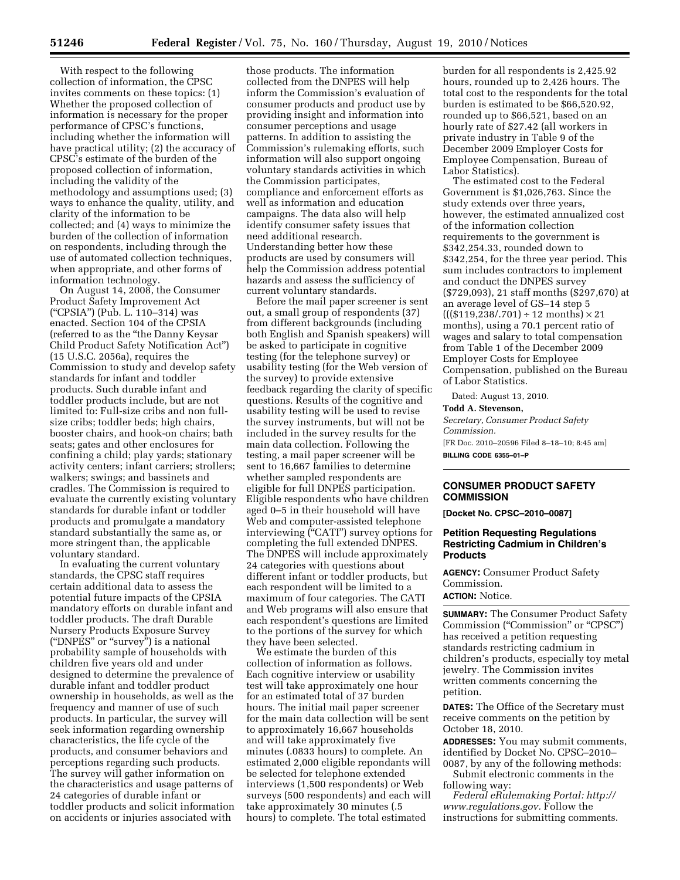With respect to the following collection of information, the CPSC invites comments on these topics: (1) Whether the proposed collection of information is necessary for the proper performance of CPSC's functions, including whether the information will have practical utility; (2) the accuracy of CPSC's estimate of the burden of the proposed collection of information, including the validity of the methodology and assumptions used; (3) ways to enhance the quality, utility, and clarity of the information to be collected; and (4) ways to minimize the burden of the collection of information on respondents, including through the use of automated collection techniques, when appropriate, and other forms of information technology.

On August 14, 2008, the Consumer Product Safety Improvement Act ("CPSIA") (Pub. L. 110–314) was enacted. Section 104 of the CPSIA (referred to as the "the Danny Keysar Child Product Safety Notification Act") (15 U.S.C. 2056a), requires the Commission to study and develop safety standards for infant and toddler products. Such durable infant and toddler products include, but are not limited to: Full-size cribs and non full-size cribs; toddler beds; high chairs, booster chairs, and hook-on chairs; bath seats; gates and other enclosures for confining a child; play yards; stationary activity centers; infant carriers; strollers; walkers; swings; and bassinets and cradles. The Commission is required to evaluate the currently existing voluntary standards for durable infant or toddler products and promulgate a mandatory standard substantially the same as, or more stringent than, the applicable voluntary standard.

In evaluating the current voluntary standards, the CPSC staff requires certain additional data to assess the potential future impacts of the CPSIA mandatory efforts on durable infant and toddler products. The draft Durable Nursery Products Exposure Survey ("DNPES" or "survey") is a national probability sample of households with children five years old and under designed to determine the prevalence of durable infant and toddler product ownership in households, as well as the frequency and manner of use of such products. In particular, the survey will seek information regarding ownership characteristics, the life cycle of the products, and consumer behaviors and perceptions regarding such products. The survey will gather information on the characteristics and usage patterns of 24 categories of durable infant or toddler products and solicit information on accidents or injuries associated with those products. The information collected from the DNPES will help inform the Commission's evaluation of consumer products and product use by providing insight and information into consumer perceptions and usage patterns. In addition to assisting the Commission's rulemaking efforts, such information will also support ongoing voluntary standards activities in which the Commission participates, compliance and enforcement efforts as well as information and education campaigns. The data also will help identify consumer safety issues that need additional research. Understanding better how these products are used by consumers will help the Commission address potential hazards and assess the sufficiency of current voluntary standards.

Before the mail paper screener is sent out, a small group of respondents (37) from different backgrounds (including both English and Spanish speakers) will be asked to participate in cognitive testing (for the telephone survey) or usability testing (for the Web version of the survey) to provide extensive feedback regarding the clarity of specific questions. Results of the cognitive and usability testing will be used to revise the survey instruments, but will not be included in the survey results for the main data collection. Following the testing, a mail paper screener will be sent to 16,667 families to determine whether sampled respondents are eligible for full DNPES participation. Eligible respondents who have children aged 0–5 in their household will have Web and computer-assisted telephone interviewing ("CATI") survey options for completing the full extended DNPES. The DNPES will include approximately 24 categories with questions about different infant or toddler products, but each respondent will be limited to a maximum of four categories. The CATI and Web programs will also ensure that each respondent's questions are limited to the portions of the survey for which they have been selected.

We estimate the burden of this collection of information as follows. Each cognitive interview or usability test will take approximately one hour for an estimated total of 37 burden hours. The initial mail paper screener for the main data collection will be sent to approximately 16,667 households and will take approximately five minutes (.0833 hours) to complete. An estimated 2,000 eligible repondants will be selected for telephone extended interviews (1,500 respondents) or Web surveys (500 respondents) and each will take approximately 30 minutes (.5 hours) to complete. The total estimated burden for all respondents is 2,425.92 hours, rounded up to 2,426 hours. The total cost to the respondents for the total burden is estimated to be $66,520.92, rounded up to $66,521, based on an hourly rate of $27.42 (all workers in private industry in Table 9 of the December 2009 Employer Costs for Employee Compensation, Bureau of Labor Statistics).

The estimated cost to the Federal Government is $1,026,763. Since the study extends over three years, however, the estimated annualized cost of the information collection requirements to the government is $342,254.33, rounded down to $342,254, for the three year period. This sum includes contractors to implement and conduct the DNPES survey ($729,093), 21 staff months ($297,670) at an average level of GS–14 step 5 $((( \$119,238/.701) \div 12 \text{ months}) \times 21$ months), using a 70.1 percent ratio of wages and salary to total compensation from Table 1 of the December 2009 Employer Costs for Employee Compensation, published on the Bureau of Labor Statistics.

Dated: August 13, 2010.

**Todd A. Stevenson,**

*Secretary, Consumer Product Safety Commission.*

[FR Doc. 2010–20596 Filed 8–18–10; 8:45 am]

**BILLING CODE 6355–01–P**

---

## CONSUMER PRODUCT SAFETY COMMISSION

**[Docket No. CPSC–2010–0087]**

### Petition Requesting Regulations Restricting Cadmium in Children's Products

**AGENCY:** Consumer Product Safety Commission.

**ACTION:** Notice.

**SUMMARY:** The Consumer Product Safety Commission ("Commission" or "CPSC") has received a petition requesting standards restricting cadmium in children's products, especially toy metal jewelry. The Commission invites written comments concerning the petition.

**DATES:** The Office of the Secretary must receive comments on the petition by October 18, 2010.

**ADDRESSES:** You may submit comments, identified by Docket No. CPSC–2010–0087, by any of the following methods:

Submit electronic comments in the following way:

*Federal eRulemaking Portal: http://www.regulations.gov.* Follow the instructions for submitting comments.